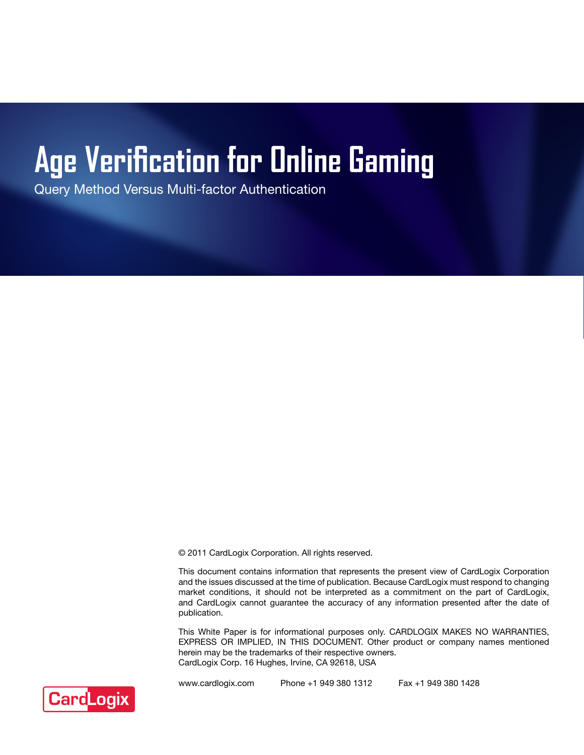# Age Verification for Online Gaming

## Query Method Versus Multi-factor Authentication

© 2011 CardLogix Corporation. All rights reserved.

This document contains information that represents the present view of CardLogix Corporation and the issues discussed at the time of publication. Because CardLogix must respond to changing market conditions, it should not be interpreted as a commitment on the part of CardLogix, and CardLogix cannot guarantee the accuracy of any information presented after the date of publication.

This White Paper is for informational purposes only. CARDLOGIX MAKES NO WARRANTIES, EXPRESS OR IMPLIED, IN THIS DOCUMENT. Other product or company names mentioned herein may be the trademarks of their respective owners.
CardLogix Corp. 16 Hughes, Irvine, CA 92618, USA

www.cardlogix.com Phone +1 949 380 1312 Fax +1 949 380 1428

CardLogix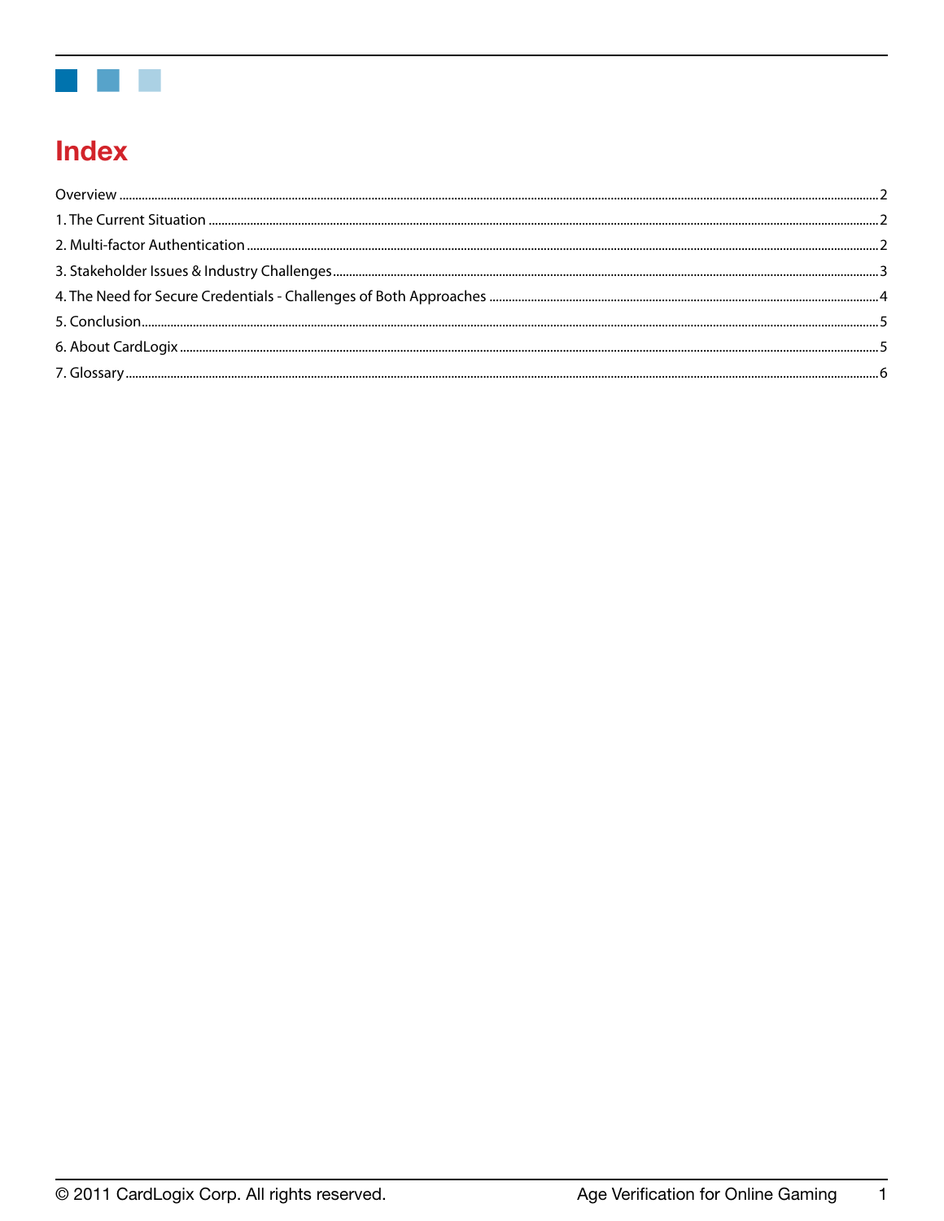# Index

| | |
|---|---|
| Overview | 2 |
| 1. The Current Situation | 2 |
| 2. Multi-factor Authentication | 2 |
| 3. Stakeholder Issues & Industry Challenges | 3 |
| 4. The Need for Secure Credentials - Challenges of Both Approaches | 4 |
| 5. Conclusion | 5 |
| 6. About CardLogix | 5 |
| 7. Glossary | 6 |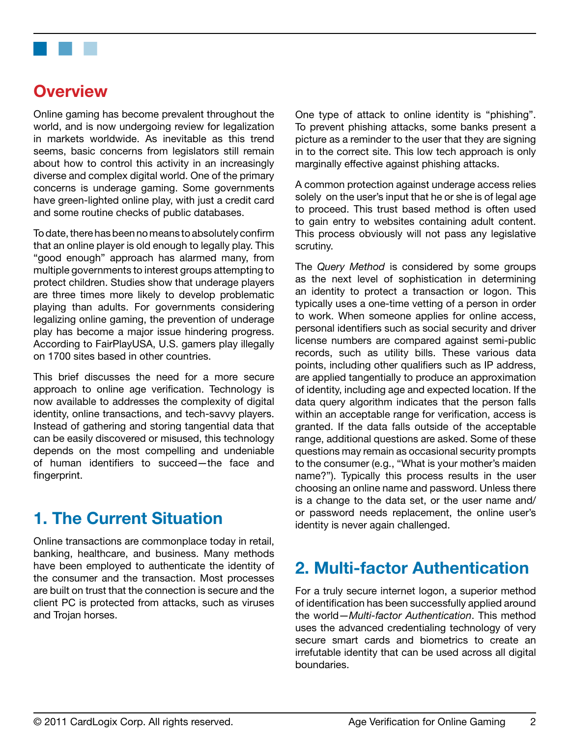## Overview

Online gaming has become prevalent throughout the world, and is now undergoing review for legalization in markets worldwide. As inevitable as this trend seems, basic concerns from legislators still remain about how to control this activity in an increasingly diverse and complex digital world. One of the primary concerns is underage gaming. Some governments have green-lighted online play, with just a credit card and some routine checks of public databases.

To date, there has been no means to absolutely confirm that an online player is old enough to legally play. This "good enough" approach has alarmed many, from multiple governments to interest groups attempting to protect children. Studies show that underage players are three times more likely to develop problematic playing than adults. For governments considering legalizing online gaming, the prevention of underage play has become a major issue hindering progress. According to FairPlayUSA, U.S. gamers play illegally on 1700 sites based in other countries.

This brief discusses the need for a more secure approach to online age verification. Technology is now available to addresses the complexity of digital identity, online transactions, and tech-savvy players. Instead of gathering and storing tangential data that can be easily discovered or misused, this technology depends on the most compelling and undeniable of human identifiers to succeed—the face and fingerprint.

## 1. The Current Situation

Online transactions are commonplace today in retail, banking, healthcare, and business. Many methods have been employed to authenticate the identity of the consumer and the transaction. Most processes are built on trust that the connection is secure and the client PC is protected from attacks, such as viruses and Trojan horses.

One type of attack to online identity is "phishing". To prevent phishing attacks, some banks present a picture as a reminder to the user that they are signing in to the correct site. This low tech approach is only marginally effective against phishing attacks.

A common protection against underage access relies solely on the user's input that he or she is of legal age to proceed. This trust based method is often used to gain entry to websites containing adult content. This process obviously will not pass any legislative scrutiny.

The *Query Method* is considered by some groups as the next level of sophistication in determining an identity to protect a transaction or logon. This typically uses a one-time vetting of a person in order to work. When someone applies for online access, personal identifiers such as social security and driver license numbers are compared against semi-public records, such as utility bills. These various data points, including other qualifiers such as IP address, are applied tangentially to produce an approximation of identity, including age and expected location. If the data query algorithm indicates that the person falls within an acceptable range for verification, access is granted. If the data falls outside of the acceptable range, additional questions are asked. Some of these questions may remain as occasional security prompts to the consumer (e.g., "What is your mother's maiden name?"). Typically this process results in the user choosing an online name and password. Unless there is a change to the data set, or the user name and/or password needs replacement, the online user's identity is never again challenged.

## 2. Multi-factor Authentication

For a truly secure internet logon, a superior method of identification has been successfully applied around the world—*Multi-factor Authentication*. This method uses the advanced credentialing technology of very secure smart cards and biometrics to create an irrefutable identity that can be used across all digital boundaries.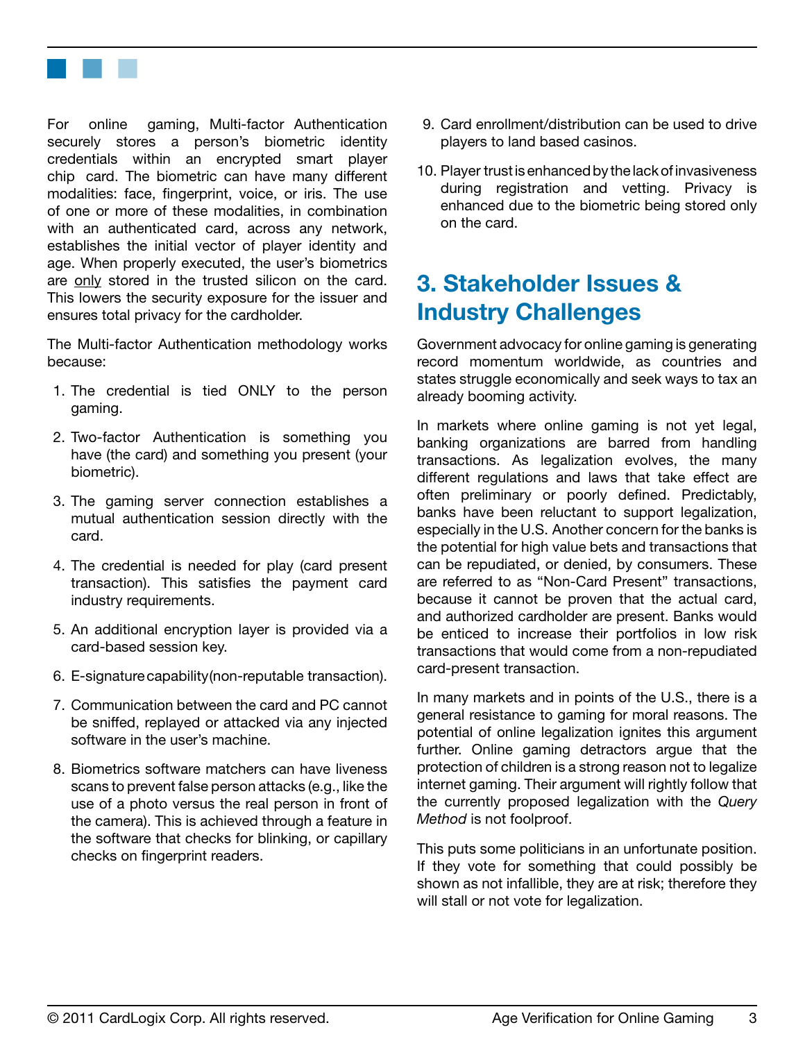For online gaming, Multi-factor Authentication securely stores a person's biometric identity credentials within an encrypted smart player chip card. The biometric can have many different modalities: face, fingerprint, voice, or iris. The use of one or more of these modalities, in combination with an authenticated card, across any network, establishes the initial vector of player identity and age. When properly executed, the user's biometrics are <u>only</u> stored in the trusted silicon on the card. This lowers the security exposure for the issuer and ensures total privacy for the cardholder.

The Multi-factor Authentication methodology works because:

1. The credential is tied ONLY to the person gaming.
2. Two-factor Authentication is something you have (the card) and something you present (your biometric).
3. The gaming server connection establishes a mutual authentication session directly with the card.
4. The credential is needed for play (card present transaction). This satisfies the payment card industry requirements.
5. An additional encryption layer is provided via a card-based session key.
6. E-signature capability (non-reputable transaction).
7. Communication between the card and PC cannot be sniffed, replayed or attacked via any injected software in the user's machine.
8. Biometrics software matchers can have liveness scans to prevent false person attacks (e.g., like the use of a photo versus the real person in front of the camera). This is achieved through a feature in the software that checks for blinking, or capillary checks on fingerprint readers.
9. Card enrollment/distribution can be used to drive players to land based casinos.
10. Player trust is enhanced by the lack of invasiveness during registration and vetting. Privacy is enhanced due to the biometric being stored only on the card.

## 3. Stakeholder Issues & Industry Challenges

Government advocacy for online gaming is generating record momentum worldwide, as countries and states struggle economically and seek ways to tax an already booming activity.

In markets where online gaming is not yet legal, banking organizations are barred from handling transactions. As legalization evolves, the many different regulations and laws that take effect are often preliminary or poorly defined. Predictably, banks have been reluctant to support legalization, especially in the U.S. Another concern for the banks is the potential for high value bets and transactions that can be repudiated, or denied, by consumers. These are referred to as "Non-Card Present" transactions, because it cannot be proven that the actual card, and authorized cardholder are present. Banks would be enticed to increase their portfolios in low risk transactions that would come from a non-repudiated card-present transaction.

In many markets and in points of the U.S., there is a general resistance to gaming for moral reasons. The potential of online legalization ignites this argument further. Online gaming detractors argue that the protection of children is a strong reason not to legalize internet gaming. Their argument will rightly follow that the currently proposed legalization with the *Query Method* is not foolproof.

This puts some politicians in an unfortunate position. If they vote for something that could possibly be shown as not infallible, they are at risk; therefore they will stall or not vote for legalization.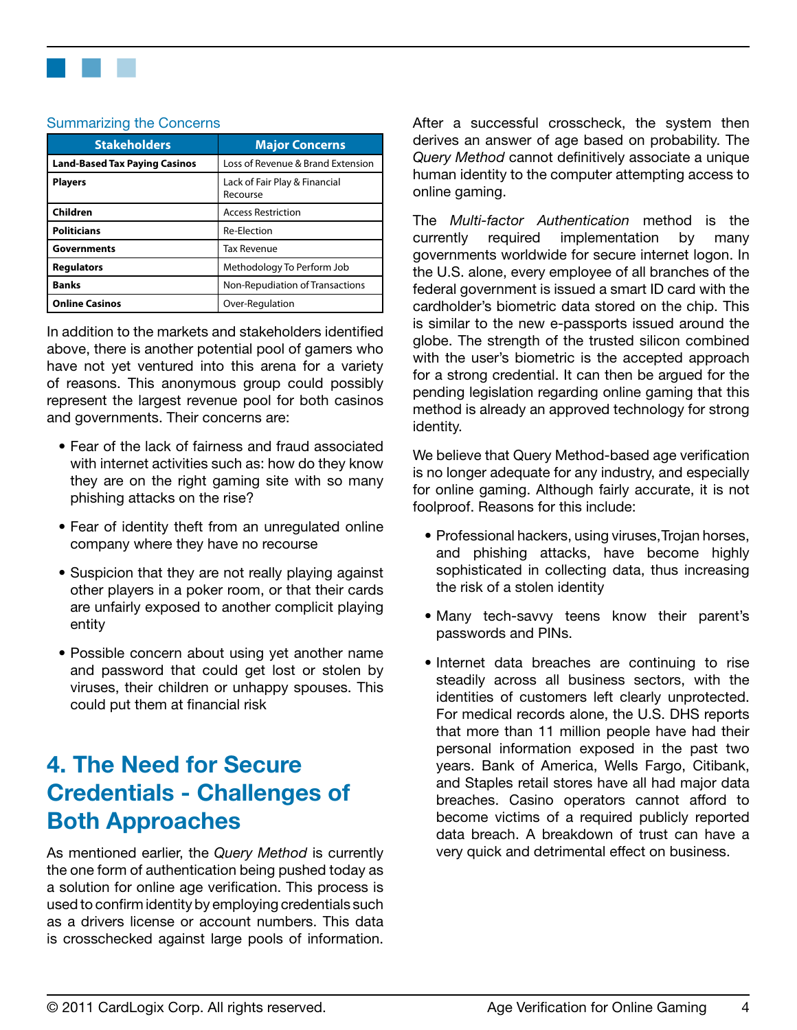### Summarizing the Concerns

| Stakeholders | Major Concerns |
|---|---|
| **Land-Based Tax Paying Casinos** | Loss of Revenue & Brand Extension |
| **Players** | Lack of Fair Play & Financial Recourse |
| **Children** | Access Restriction |
| **Politicians** | Re-Election |
| **Governments** | Tax Revenue |
| **Regulators** | Methodology To Perform Job |
| **Banks** | Non-Repudiation of Transactions |
| **Online Casinos** | Over-Regulation |

In addition to the markets and stakeholders identified above, there is another potential pool of gamers who have not yet ventured into this arena for a variety of reasons. This anonymous group could possibly represent the largest revenue pool for both casinos and governments. Their concerns are:

- Fear of the lack of fairness and fraud associated with internet activities such as: how do they know they are on the right gaming site with so many phishing attacks on the rise?
- Fear of identity theft from an unregulated online company where they have no recourse
- Suspicion that they are not really playing against other players in a poker room, or that their cards are unfairly exposed to another complicit playing entity
- Possible concern about using yet another name and password that could get lost or stolen by viruses, their children or unhappy spouses. This could put them at financial risk

## 4. The Need for Secure Credentials - Challenges of Both Approaches

As mentioned earlier, the *Query Method* is currently the one form of authentication being pushed today as a solution for online age verification. This process is used to confirm identity by employing credentials such as a drivers license or account numbers. This data is crosschecked against large pools of information. After a successful crosscheck, the system then derives an answer of age based on probability. The *Query Method* cannot definitively associate a unique human identity to the computer attempting access to online gaming.

The *Multi-factor Authentication* method is the currently required implementation by many governments worldwide for secure internet logon. In the U.S. alone, every employee of all branches of the federal government is issued a smart ID card with the cardholder's biometric data stored on the chip. This is similar to the new e-passports issued around the globe. The strength of the trusted silicon combined with the user's biometric is the accepted approach for a strong credential. It can then be argued for the pending legislation regarding online gaming that this method is already an approved technology for strong identity.

We believe that Query Method-based age verification is no longer adequate for any industry, and especially for online gaming. Although fairly accurate, it is not foolproof. Reasons for this include:

- Professional hackers, using viruses, Trojan horses, and phishing attacks, have become highly sophisticated in collecting data, thus increasing the risk of a stolen identity
- Many tech-savvy teens know their parent's passwords and PINs.
- Internet data breaches are continuing to rise steadily across all business sectors, with the identities of customers left clearly unprotected. For medical records alone, the U.S. DHS reports that more than 11 million people have had their personal information exposed in the past two years. Bank of America, Wells Fargo, Citibank, and Staples retail stores have all had major data breaches. Casino operators cannot afford to become victims of a required publicly reported data breach. A breakdown of trust can have a very quick and detrimental effect on business.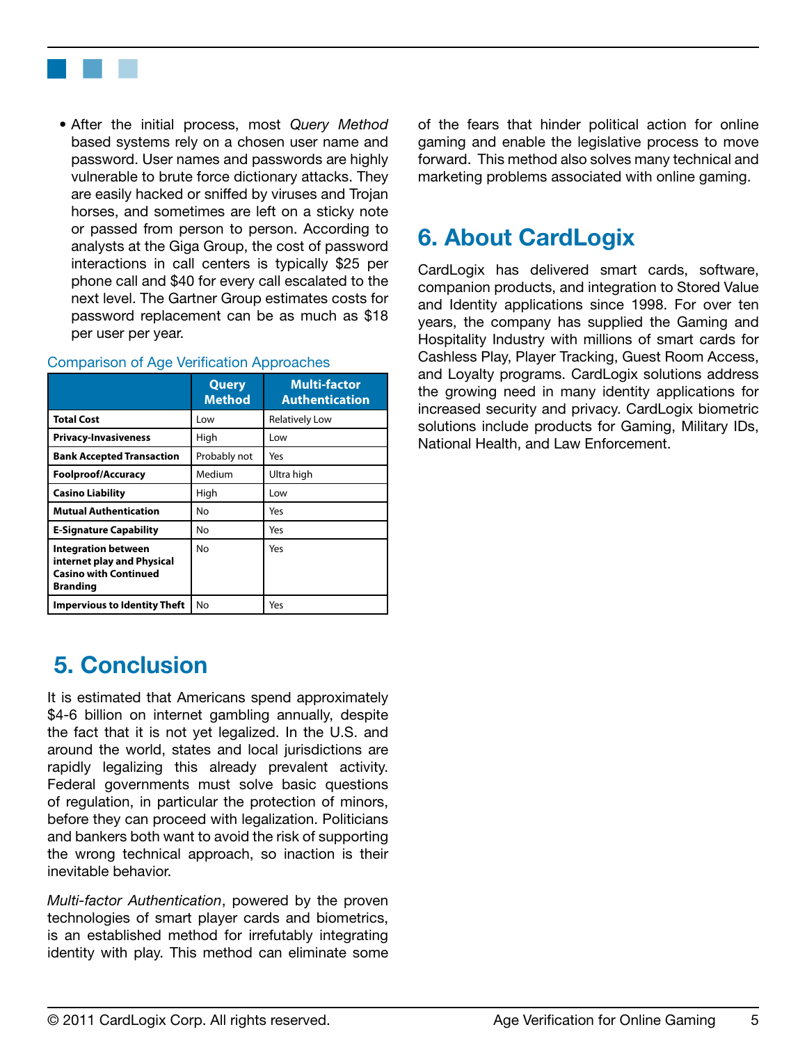- After the initial process, most *Query Method* based systems rely on a chosen user name and password. User names and passwords are highly vulnerable to brute force dictionary attacks. They are easily hacked or sniffed by viruses and Trojan horses, and sometimes are left on a sticky note or passed from person to person. According to analysts at the Giga Group, the cost of password interactions in call centers is typically $25 per phone call and $40 for every call escalated to the next level. The Gartner Group estimates costs for password replacement can be as much as $18 per user per year.

Comparison of Age Verification Approaches

| | Query Method | Multi-factor Authentication |
|---|---|---|
| **Total Cost** | Low | Relatively Low |
| **Privacy-Invasiveness** | High | Low |
| **Bank Accepted Transaction** | Probably not | Yes |
| **Foolproof/Accuracy** | Medium | Ultra high |
| **Casino Liability** | High | Low |
| **Mutual Authentication** | No | Yes |
| **E-Signature Capability** | No | Yes |
| **Integration between internet play and Physical Casino with Continued Branding** | No | Yes |
| **Impervious to Identity Theft** | No | Yes |

## 5. Conclusion

It is estimated that Americans spend approximately $4-6 billion on internet gambling annually, despite the fact that it is not yet legalized. In the U.S. and around the world, states and local jurisdictions are rapidly legalizing this already prevalent activity. Federal governments must solve basic questions of regulation, in particular the protection of minors, before they can proceed with legalization. Politicians and bankers both want to avoid the risk of supporting the wrong technical approach, so inaction is their inevitable behavior.

*Multi-factor Authentication*, powered by the proven technologies of smart player cards and biometrics, is an established method for irrefutably integrating identity with play. This method can eliminate some of the fears that hinder political action for online gaming and enable the legislative process to move forward. This method also solves many technical and marketing problems associated with online gaming.

## 6. About CardLogix

CardLogix has delivered smart cards, software, companion products, and integration to Stored Value and Identity applications since 1998. For over ten years, the company has supplied the Gaming and Hospitality Industry with millions of smart cards for Cashless Play, Player Tracking, Guest Room Access, and Loyalty programs. CardLogix solutions address the growing need in many identity applications for increased security and privacy. CardLogix biometric solutions include products for Gaming, Military IDs, National Health, and Law Enforcement.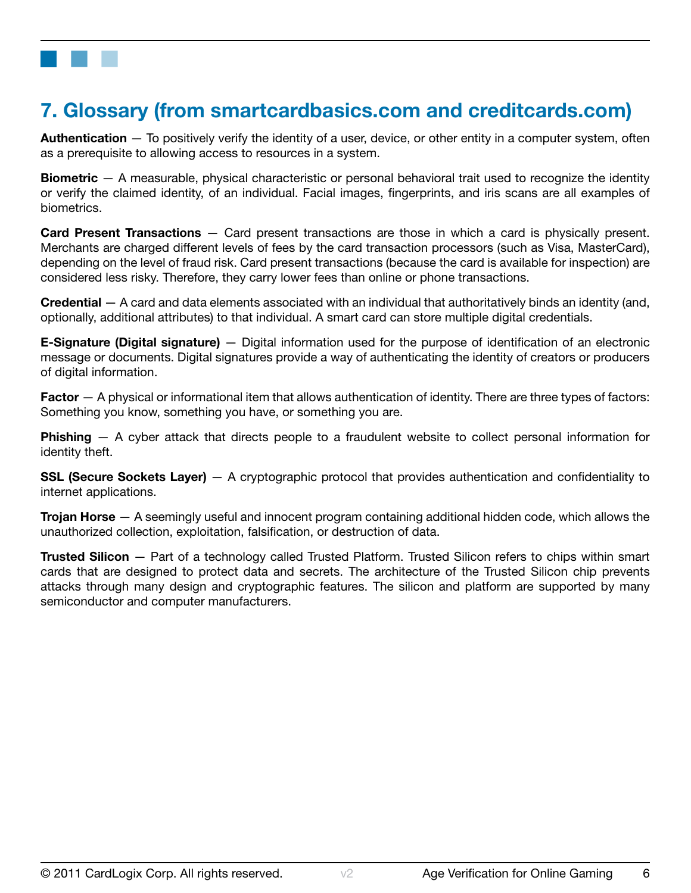## 7. Glossary (from smartcardbasics.com and creditcards.com)

**Authentication** — To positively verify the identity of a user, device, or other entity in a computer system, often as a prerequisite to allowing access to resources in a system.

**Biometric** — A measurable, physical characteristic or personal behavioral trait used to recognize the identity or verify the claimed identity, of an individual. Facial images, fingerprints, and iris scans are all examples of biometrics.

**Card Present Transactions** — Card present transactions are those in which a card is physically present. Merchants are charged different levels of fees by the card transaction processors (such as Visa, MasterCard), depending on the level of fraud risk. Card present transactions (because the card is available for inspection) are considered less risky. Therefore, they carry lower fees than online or phone transactions.

**Credential** — A card and data elements associated with an individual that authoritatively binds an identity (and, optionally, additional attributes) to that individual. A smart card can store multiple digital credentials.

**E-Signature (Digital signature)** — Digital information used for the purpose of identification of an electronic message or documents. Digital signatures provide a way of authenticating the identity of creators or producers of digital information.

**Factor** — A physical or informational item that allows authentication of identity. There are three types of factors: Something you know, something you have, or something you are.

**Phishing** — A cyber attack that directs people to a fraudulent website to collect personal information for identity theft.

**SSL (Secure Sockets Layer)** — A cryptographic protocol that provides authentication and confidentiality to internet applications.

**Trojan Horse** — A seemingly useful and innocent program containing additional hidden code, which allows the unauthorized collection, exploitation, falsification, or destruction of data.

**Trusted Silicon** — Part of a technology called Trusted Platform. Trusted Silicon refers to chips within smart cards that are designed to protect data and secrets. The architecture of the Trusted Silicon chip prevents attacks through many design and cryptographic features. The silicon and platform are supported by many semiconductor and computer manufacturers.